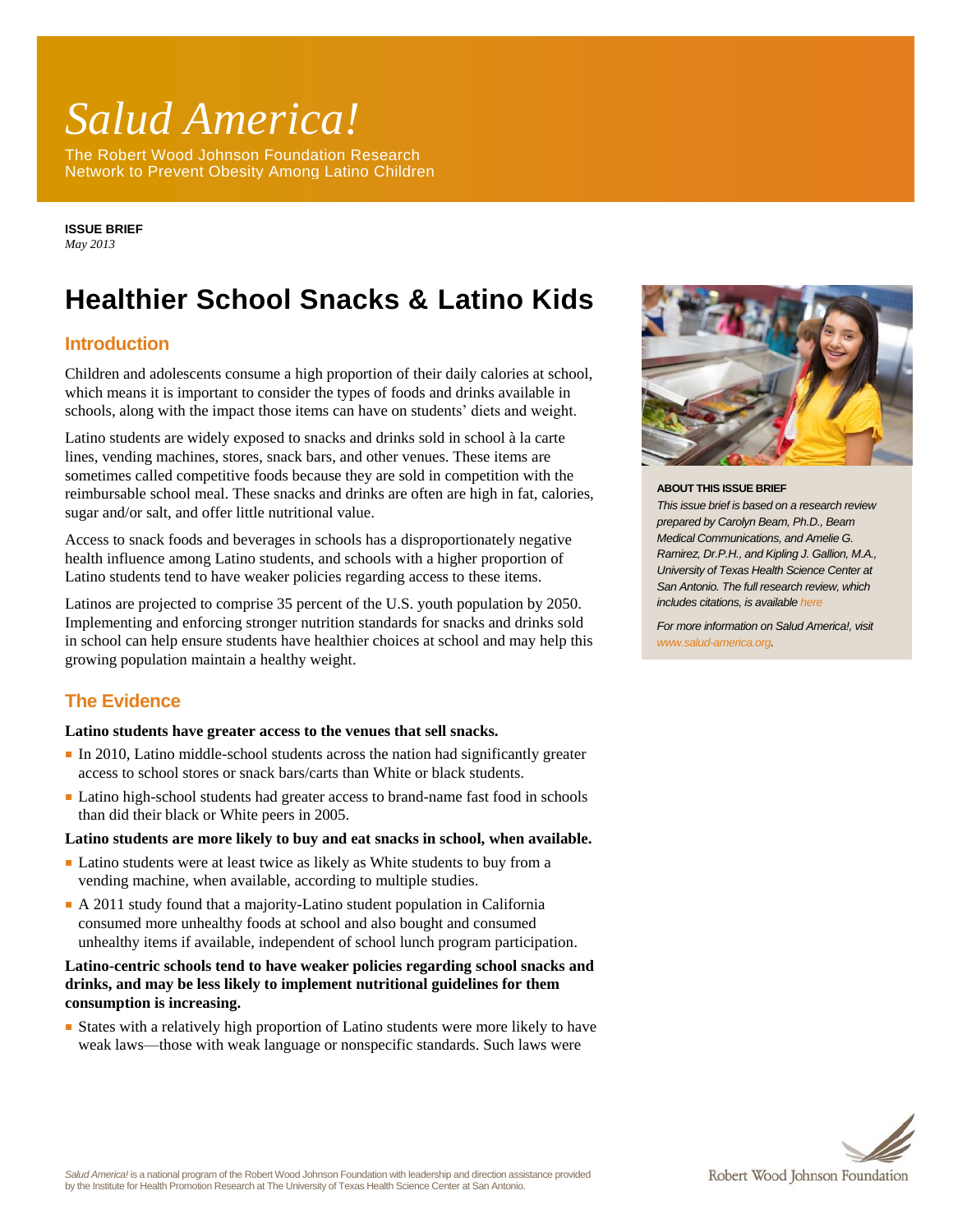# *Salud America!*

The Robert Wood Johnson Foundation Research Network to Prevent Obesity Among Latino Children

**ISSUE BRIEF**
*May 2013*

# Healthier School Snacks & Latino Kids

## Introduction

Children and adolescents consume a high proportion of their daily calories at school, which means it is important to consider the types of foods and drinks available in schools, along with the impact those items can have on students' diets and weight.

Latino students are widely exposed to snacks and drinks sold in school à la carte lines, vending machines, stores, snack bars, and other venues. These items are sometimes called competitive foods because they are sold in competition with the reimbursable school meal. These snacks and drinks are often are high in fat, calories, sugar and/or salt, and offer little nutritional value.

Access to snack foods and beverages in schools has a disproportionately negative health influence among Latino students, and schools with a higher proportion of Latino students tend to have weaker policies regarding access to these items.

Latinos are projected to comprise 35 percent of the U.S. youth population by 2050. Implementing and enforcing stronger nutrition standards for snacks and drinks sold in school can help ensure students have healthier choices at school and may help this growing population maintain a healthy weight.

**ABOUT THIS ISSUE BRIEF**

*This issue brief is based on a research review prepared by Carolyn Beam, Ph.D., Beam Medical Communications, and Amelie G. Ramirez, Dr.P.H., and Kipling J. Gallion, M.A., University of Texas Health Science Center at San Antonio. The full research review, which includes citations, is available here*

*For more information on Salud America!, visit www.salud-america.org.*

## The Evidence

**Latino students have greater access to the venues that sell snacks.**

- In 2010, Latino middle-school students across the nation had significantly greater access to school stores or snack bars/carts than White or black students.
- Latino high-school students had greater access to brand-name fast food in schools than did their black or White peers in 2005.

**Latino students are more likely to buy and eat snacks in school, when available.**

- Latino students were at least twice as likely as White students to buy from a vending machine, when available, according to multiple studies.
- A 2011 study found that a majority-Latino student population in California consumed more unhealthy foods at school and also bought and consumed unhealthy items if available, independent of school lunch program participation.

**Latino-centric schools tend to have weaker policies regarding school snacks and drinks, and may be less likely to implement nutritional guidelines for them consumption is increasing.**

- States with a relatively high proportion of Latino students were more likely to have weak laws—those with weak language or nonspecific standards. Such laws were

*Salud America!* is a national program of the Robert Wood Johnson Foundation with leadership and direction assistance provided by the Institute for Health Promotion Research at The University of Texas Health Science Center at San Antonio.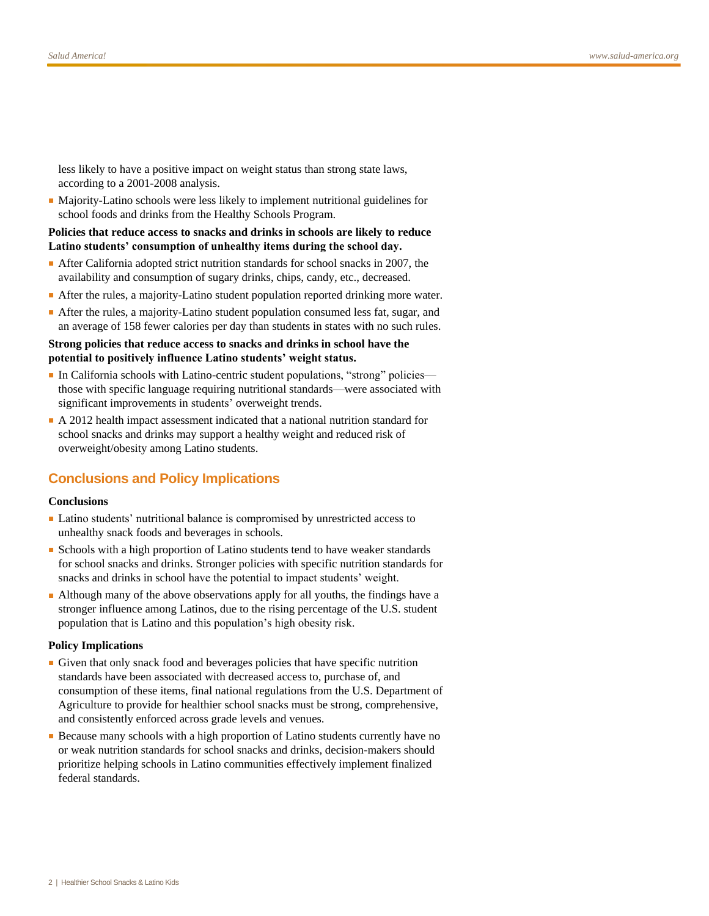less likely to have a positive impact on weight status than strong state laws, according to a 2001-2008 analysis.

- Majority-Latino schools were less likely to implement nutritional guidelines for school foods and drinks from the Healthy Schools Program.

**Policies that reduce access to snacks and drinks in schools are likely to reduce Latino students' consumption of unhealthy items during the school day.**

- After California adopted strict nutrition standards for school snacks in 2007, the availability and consumption of sugary drinks, chips, candy, etc., decreased.
- After the rules, a majority-Latino student population reported drinking more water.
- After the rules, a majority-Latino student population consumed less fat, sugar, and an average of 158 fewer calories per day than students in states with no such rules.

**Strong policies that reduce access to snacks and drinks in school have the potential to positively influence Latino students' weight status.**

- In California schools with Latino-centric student populations, "strong" policies—those with specific language requiring nutritional standards—were associated with significant improvements in students' overweight trends.
- A 2012 health impact assessment indicated that a national nutrition standard for school snacks and drinks may support a healthy weight and reduced risk of overweight/obesity among Latino students.

## Conclusions and Policy Implications

**Conclusions**

- Latino students' nutritional balance is compromised by unrestricted access to unhealthy snack foods and beverages in schools.
- Schools with a high proportion of Latino students tend to have weaker standards for school snacks and drinks. Stronger policies with specific nutrition standards for snacks and drinks in school have the potential to impact students' weight.
- Although many of the above observations apply for all youths, the findings have a stronger influence among Latinos, due to the rising percentage of the U.S. student population that is Latino and this population's high obesity risk.

**Policy Implications**

- Given that only snack food and beverages policies that have specific nutrition standards have been associated with decreased access to, purchase of, and consumption of these items, final national regulations from the U.S. Department of Agriculture to provide for healthier school snacks must be strong, comprehensive, and consistently enforced across grade levels and venues.
- Because many schools with a high proportion of Latino students currently have no or weak nutrition standards for school snacks and drinks, decision-makers should prioritize helping schools in Latino communities effectively implement finalized federal standards.